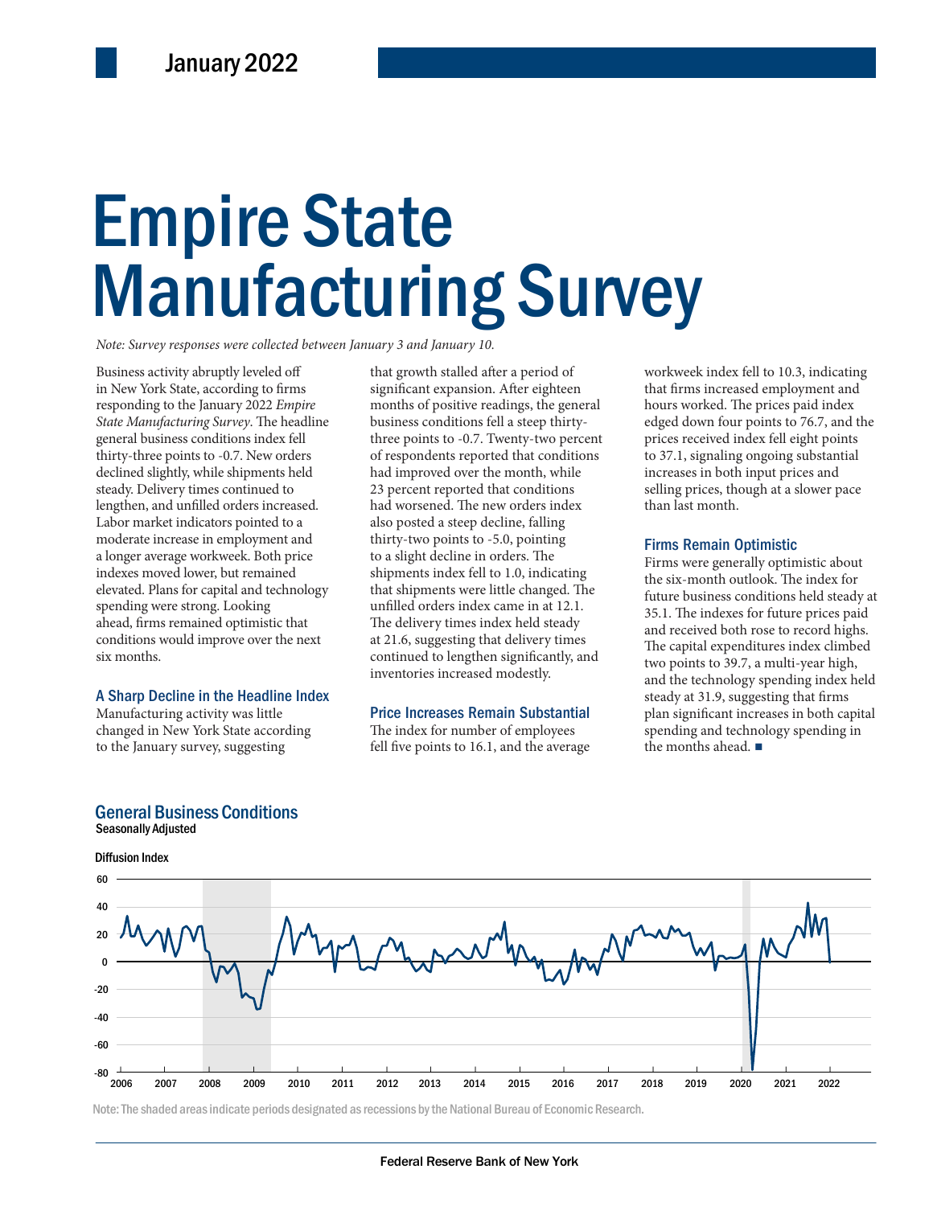January 2022

# Empire State Manufacturing Survey

*Note: Survey responses were collected between January 3 and January 10.*

Business activity abruptly leveled off in New York State, according to firms responding to the January 2022 *Empire State Manufacturing Survey*. The headline general business conditions index fell thirty-three points to -0.7. New orders declined slightly, while shipments held steady. Delivery times continued to lengthen, and unfilled orders increased. Labor market indicators pointed to a moderate increase in employment and a longer average workweek. Both price indexes moved lower, but remained elevated. Plans for capital and technology spending were strong. Looking ahead, firms remained optimistic that conditions would improve over the next six months.

## A Sharp Decline in the Headline Index

Manufacturing activity was little changed in New York State according to the January survey, suggesting that growth stalled after a period of significant expansion. After eighteen months of positive readings, the general business conditions fell a steep thirty-three points to -0.7. Twenty-two percent of respondents reported that conditions had improved over the month, while 23 percent reported that conditions had worsened. The new orders index also posted a steep decline, falling thirty-two points to -5.0, pointing to a slight decline in orders. The shipments index fell to 1.0, indicating that shipments were little changed. The unfilled orders index came in at 12.1. The delivery times index held steady at 21.6, suggesting that delivery times continued to lengthen significantly, and inventories increased modestly.

## Price Increases Remain Substantial

The index for number of employees fell five points to 16.1, and the average workweek index fell to 10.3, indicating that firms increased employment and hours worked. The prices paid index edged down four points to 76.7, and the prices received index fell eight points to 37.1, signaling ongoing substantial increases in both input prices and selling prices, though at a slower pace than last month.

## Firms Remain Optimistic

Firms were generally optimistic about the six-month outlook. The index for future business conditions held steady at 35.1. The indexes for future prices paid and received both rose to record highs. The capital expenditures index climbed two points to 39.7, a multi-year high, and the technology spending index held steady at 31.9, suggesting that firms plan significant increases in both capital spending and technology spending in the months ahead. ■

## General Business Conditions

Seasonally Adjusted

Diffusion Index

Note: The shaded areas indicate periods designated as recessions by the National Bureau of Economic Research.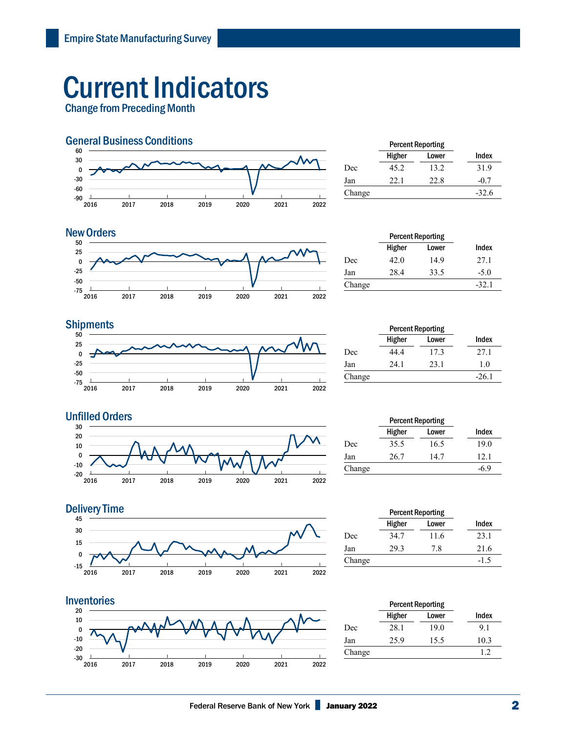# Current Indicators

## Change from Preceding Month

### General Business Conditions

| | Percent Reporting | | |
|---|---|---|---|
| | Higher | Lower | Index |
| Dec | 45.2 | 13.2 | 31.9 |
| Jan | 22.1 | 22.8 | -0.7 |
| Change | | | -32.6 |

### New Orders

| | Percent Reporting | | |
|---|---|---|---|
| | Higher | Lower | Index |
| Dec | 42.0 | 14.9 | 27.1 |
| Jan | 28.4 | 33.5 | -5.0 |
| Change | | | -32.1 |

### Shipments

| | Percent Reporting | | |
|---|---|---|---|
| | Higher | Lower | Index |
| Dec | 44.4 | 17.3 | 27.1 |
| Jan | 24.1 | 23.1 | 1.0 |
| Change | | | -26.1 |

### Unfilled Orders

| | Percent Reporting | | |
|---|---|---|---|
| | Higher | Lower | Index |
| Dec | 35.5 | 16.5 | 19.0 |
| Jan | 26.7 | 14.7 | 12.1 |
| Change | | | -6.9 |

### Delivery Time

| | Percent Reporting | | |
|---|---|---|---|
| | Higher | Lower | Index |
| Dec | 34.7 | 11.6 | 23.1 |
| Jan | 29.3 | 7.8 | 21.6 |
| Change | | | -1.5 |

### Inventories

| | Percent Reporting | | |
|---|---|---|---|
| | Higher | Lower | Index |
| Dec | 28.1 | 19.0 | 9.1 |
| Jan | 25.9 | 15.5 | 10.3 |
| Change | | | 1.2 |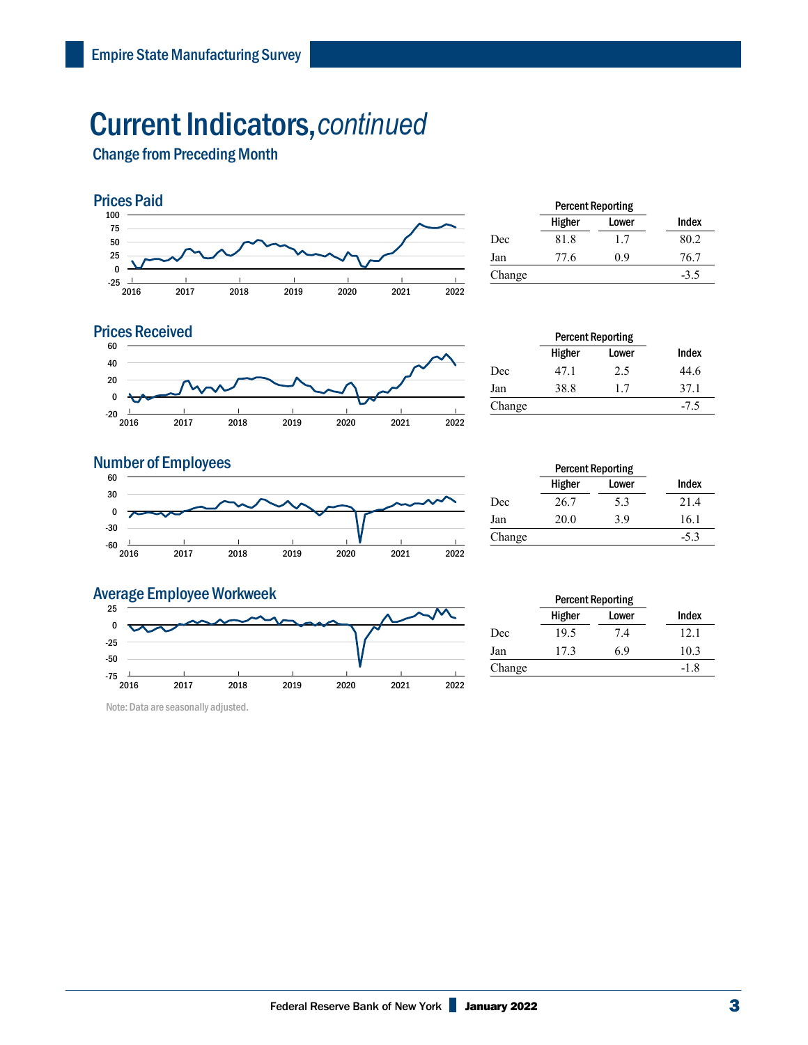# Current Indicators, *continued*

## Change from Preceding Month

### Prices Paid

| | Percent Reporting | | |
|---|---|---|---|
| | Higher | Lower | Index |
| Dec | 81.8 | 1.7 | 80.2 |
| Jan | 77.6 | 0.9 | 76.7 |
| Change | | | -3.5 |

### Prices Received

| | Percent Reporting | | |
|---|---|---|---|
| | Higher | Lower | Index |
| Dec | 47.1 | 2.5 | 44.6 |
| Jan | 38.8 | 1.7 | 37.1 |
| Change | | | -7.5 |

### Number of Employees

| | Percent Reporting | | |
|---|---|---|---|
| | Higher | Lower | Index |
| Dec | 26.7 | 5.3 | 21.4 |
| Jan | 20.0 | 3.9 | 16.1 |
| Change | | | -5.3 |

### Average Employee Workweek

| | Percent Reporting | | |
|---|---|---|---|
| | Higher | Lower | Index |
| Dec | 19.5 | 7.4 | 12.1 |
| Jan | 17.3 | 6.9 | 10.3 |
| Change | | | -1.8 |

Note: Data are seasonally adjusted.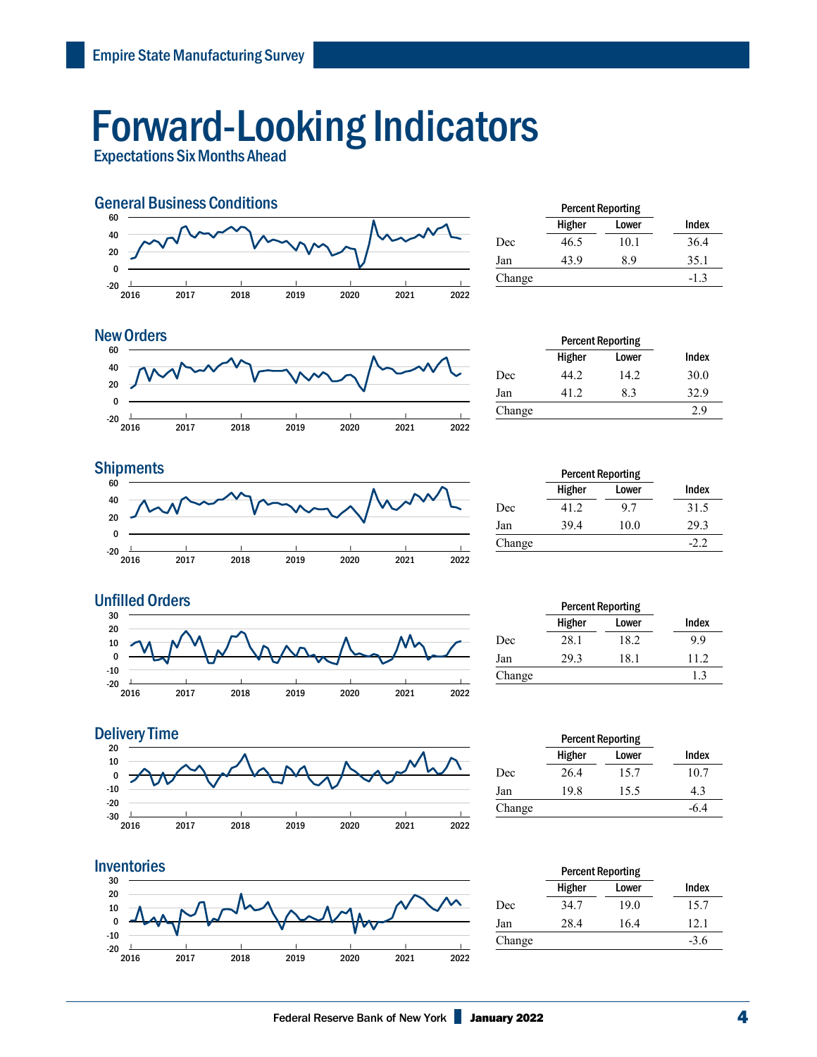# Forward-Looking Indicators

Expectations Six Months Ahead

## General Business Conditions

| | Percent Reporting Higher | Percent Reporting Lower | Index |
|---|---|---|---|
| Dec | 46.5 | 10.1 | 36.4 |
| Jan | 43.9 | 8.9 | 35.1 |
| Change | | | -1.3 |

## New Orders

| | Percent Reporting Higher | Percent Reporting Lower | Index |
|---|---|---|---|
| Dec | 44.2 | 14.2 | 30.0 |
| Jan | 41.2 | 8.3 | 32.9 |
| Change | | | 2.9 |

## Shipments

| | Percent Reporting Higher | Percent Reporting Lower | Index |
|---|---|---|---|
| Dec | 41.2 | 9.7 | 31.5 |
| Jan | 39.4 | 10.0 | 29.3 |
| Change | | | -2.2 |

## Unfilled Orders

| | Percent Reporting Higher | Percent Reporting Lower | Index |
|---|---|---|---|
| Dec | 28.1 | 18.2 | 9.9 |
| Jan | 29.3 | 18.1 | 11.2 |
| Change | | | 1.3 |

## Delivery Time

| | Percent Reporting Higher | Percent Reporting Lower | Index |
|---|---|---|---|
| Dec | 26.4 | 15.7 | 10.7 |
| Jan | 19.8 | 15.5 | 4.3 |
| Change | | | -6.4 |

## Inventories

| | Percent Reporting Higher | Percent Reporting Lower | Index |
|---|---|---|---|
| Dec | 34.7 | 19.0 | 15.7 |
| Jan | 28.4 | 16.4 | 12.1 |
| Change | | | -3.6 |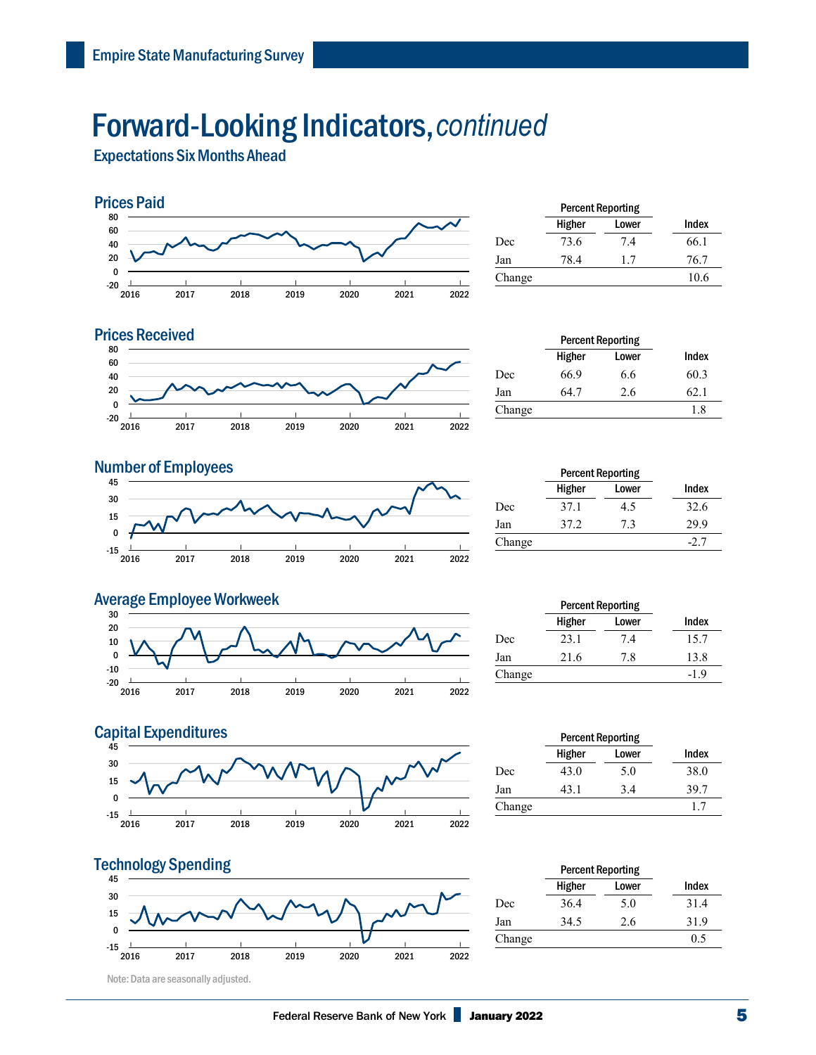# Forward-Looking Indicators, *continued*

## Expectations Six Months Ahead

### Prices Paid

80
60
40
20
0
-20
2016 2017 2018 2019 2020 2021 2022

| | Percent Reporting | | |
|---|---|---|---|
| | Higher | Lower | Index |
| Dec | 73.6 | 7.4 | 66.1 |
| Jan | 78.4 | 1.7 | 76.7 |
| Change | | | 10.6 |

### Prices Received

80
60
40
20
0
-20
2016 2017 2018 2019 2020 2021 2022

| | Percent Reporting | | |
|---|---|---|---|
| | Higher | Lower | Index |
| Dec | 66.9 | 6.6 | 60.3 |
| Jan | 64.7 | 2.6 | 62.1 |
| Change | | | 1.8 |

### Number of Employees

45
30
15
0
-15
2016 2017 2018 2019 2020 2021 2022

| | Percent Reporting | | |
|---|---|---|---|
| | Higher | Lower | Index |
| Dec | 37.1 | 4.5 | 32.6 |
| Jan | 37.2 | 7.3 | 29.9 |
| Change | | | -2.7 |

### Average Employee Workweek

30
20
10
0
-10
-20
2016 2017 2018 2019 2020 2021 2022

| | Percent Reporting | | |
|---|---|---|---|
| | Higher | Lower | Index |
| Dec | 23.1 | 7.4 | 15.7 |
| Jan | 21.6 | 7.8 | 13.8 |
| Change | | | -1.9 |

### Capital Expenditures

45
30
15
0
-15
2016 2017 2018 2019 2020 2021 2022

| | Percent Reporting | | |
|---|---|---|---|
| | Higher | Lower | Index |
| Dec | 43.0 | 5.0 | 38.0 |
| Jan | 43.1 | 3.4 | 39.7 |
| Change | | | 1.7 |

### Technology Spending

45
30
15
0
-15
2016 2017 2018 2019 2020 2021 2022

| | Percent Reporting | | |
|---|---|---|---|
| | Higher | Lower | Index |
| Dec | 36.4 | 5.0 | 31.4 |
| Jan | 34.5 | 2.6 | 31.9 |
| Change | | | 0.5 |

Note: Data are seasonally adjusted.